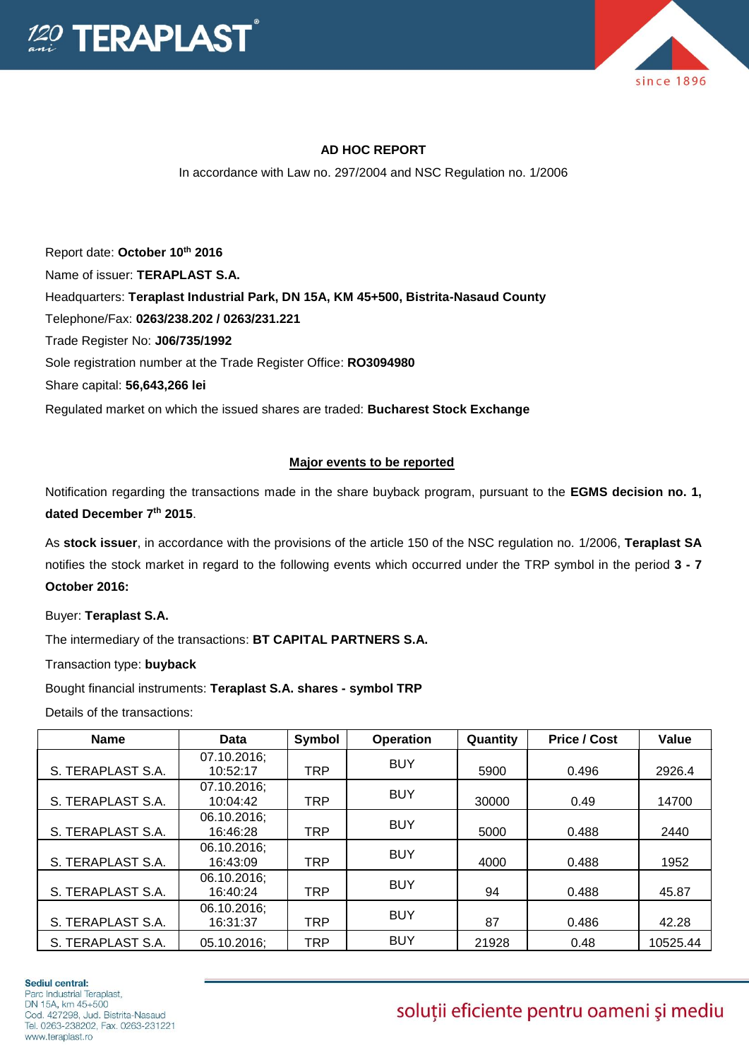## AD HOC REPORT

In accordance with Law no. 297/2004 and NSC Regulation no. 1/2006

Report date: **October 10th 2016**

Name of issuer: **TERAPLAST S.A.**

Headquarters: **Teraplast Industrial Park, DN 15A, KM 45+500, Bistrita-Nasaud County**

Telephone/Fax: **0263/238.202 / 0263/231.221**

Trade Register No: **J06/735/1992**

Sole registration number at the Trade Register Office: **RO3094980**

Share capital: **56,643,266 lei**

Regulated market on which the issued shares are traded: **Bucharest Stock Exchange**

### Major events to be reported

Notification regarding the transactions made in the share buyback program, pursuant to the **EGMS decision no. 1, dated December 7th 2015**.

As **stock issuer**, in accordance with the provisions of the article 150 of the NSC regulation no. 1/2006, **Teraplast SA** notifies the stock market in regard to the following events which occurred under the TRP symbol in the period **3 - 7 October 2016:**

Buyer: **Teraplast S.A.**

The intermediary of the transactions: **BT CAPITAL PARTNERS S.A.**

Transaction type: **buyback**

Bought financial instruments: **Teraplast S.A. shares - symbol TRP**

Details of the transactions:

| Name | Data | Symbol | Operation | Quantity | Price / Cost | Value |
|---|---|---|---|---|---|---|
| S. TERAPLAST S.A. | 07.10.2016; 10:52:17 | TRP | BUY | 5900 | 0.496 | 2926.4 |
| S. TERAPLAST S.A. | 07.10.2016; 10:04:42 | TRP | BUY | 30000 | 0.49 | 14700 |
| S. TERAPLAST S.A. | 06.10.2016; 16:46:28 | TRP | BUY | 5000 | 0.488 | 2440 |
| S. TERAPLAST S.A. | 06.10.2016; 16:43:09 | TRP | BUY | 4000 | 0.488 | 1952 |
| S. TERAPLAST S.A. | 06.10.2016; 16:40:24 | TRP | BUY | 94 | 0.488 | 45.87 |
| S. TERAPLAST S.A. | 06.10.2016; 16:31:37 | TRP | BUY | 87 | 0.486 | 42.28 |
| S. TERAPLAST S.A. | 05.10.2016; | TRP | BUY | 21928 | 0.48 | 10525.44 |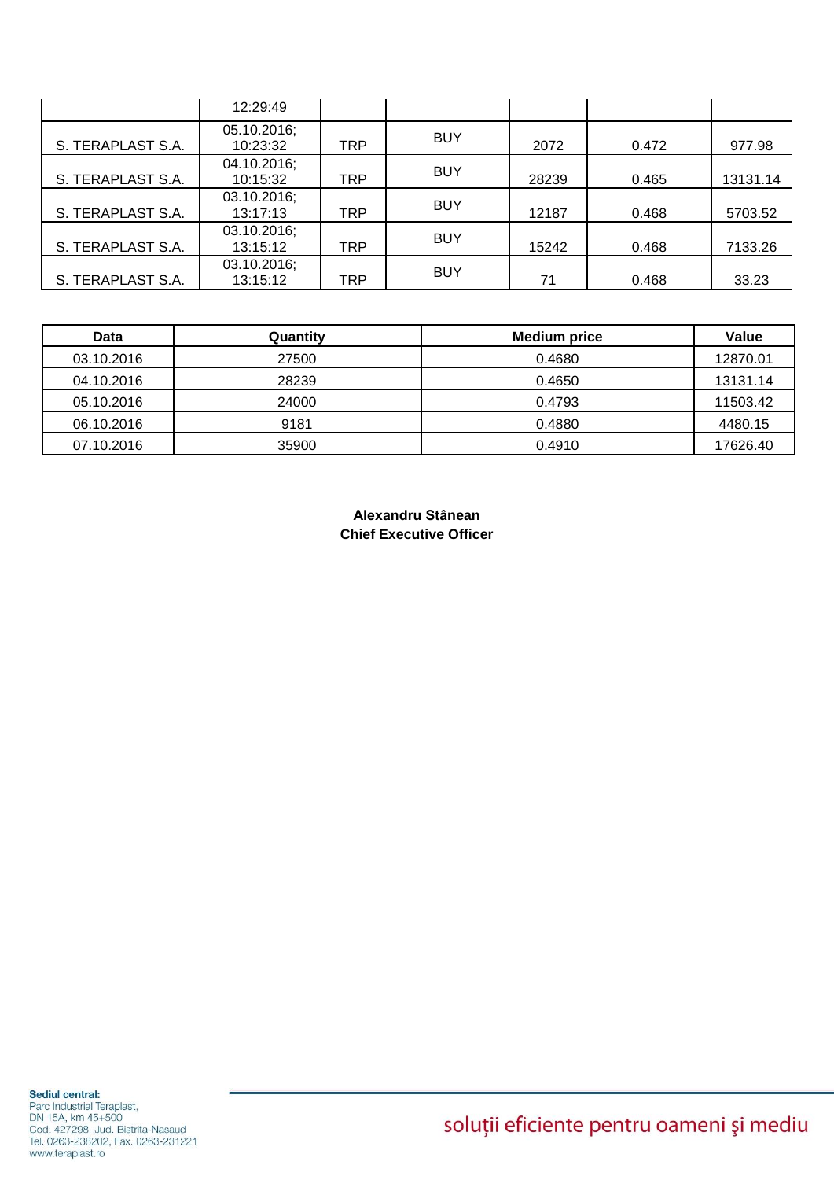| | | | | | | |
|---|---|---|---|---|---|---|
| | 12:29:49 | | | | | |
| S. TERAPLAST S.A. | 05.10.2016; 10:23:32 | TRP | BUY | 2072 | 0.472 | 977.98 |
| S. TERAPLAST S.A. | 04.10.2016; 10:15:32 | TRP | BUY | 28239 | 0.465 | 13131.14 |
| S. TERAPLAST S.A. | 03.10.2016; 13:17:13 | TRP | BUY | 12187 | 0.468 | 5703.52 |
| S. TERAPLAST S.A. | 03.10.2016; 13:15:12 | TRP | BUY | 15242 | 0.468 | 7133.26 |
| S. TERAPLAST S.A. | 03.10.2016; 13:15:12 | TRP | BUY | 71 | 0.468 | 33.23 |

| Data | Quantity | Medium price | Value |
|---|---|---|---|
| 03.10.2016 | 27500 | 0.4680 | 12870.01 |
| 04.10.2016 | 28239 | 0.4650 | 13131.14 |
| 05.10.2016 | 24000 | 0.4793 | 11503.42 |
| 06.10.2016 | 9181 | 0.4880 | 4480.15 |
| 07.10.2016 | 35900 | 0.4910 | 17626.40 |

**Alexandru Stânean**
**Chief Executive Officer**

**Sediul central:**
Parc Industrial Teraplast,
DN 15A, km 45+500
Cod. 427298, Jud. Bistrita-Nasaud
Tel. 0263-238202, Fax. 0263-231221
www.teraplast.ro

soluţii eficiente pentru oameni şi mediu